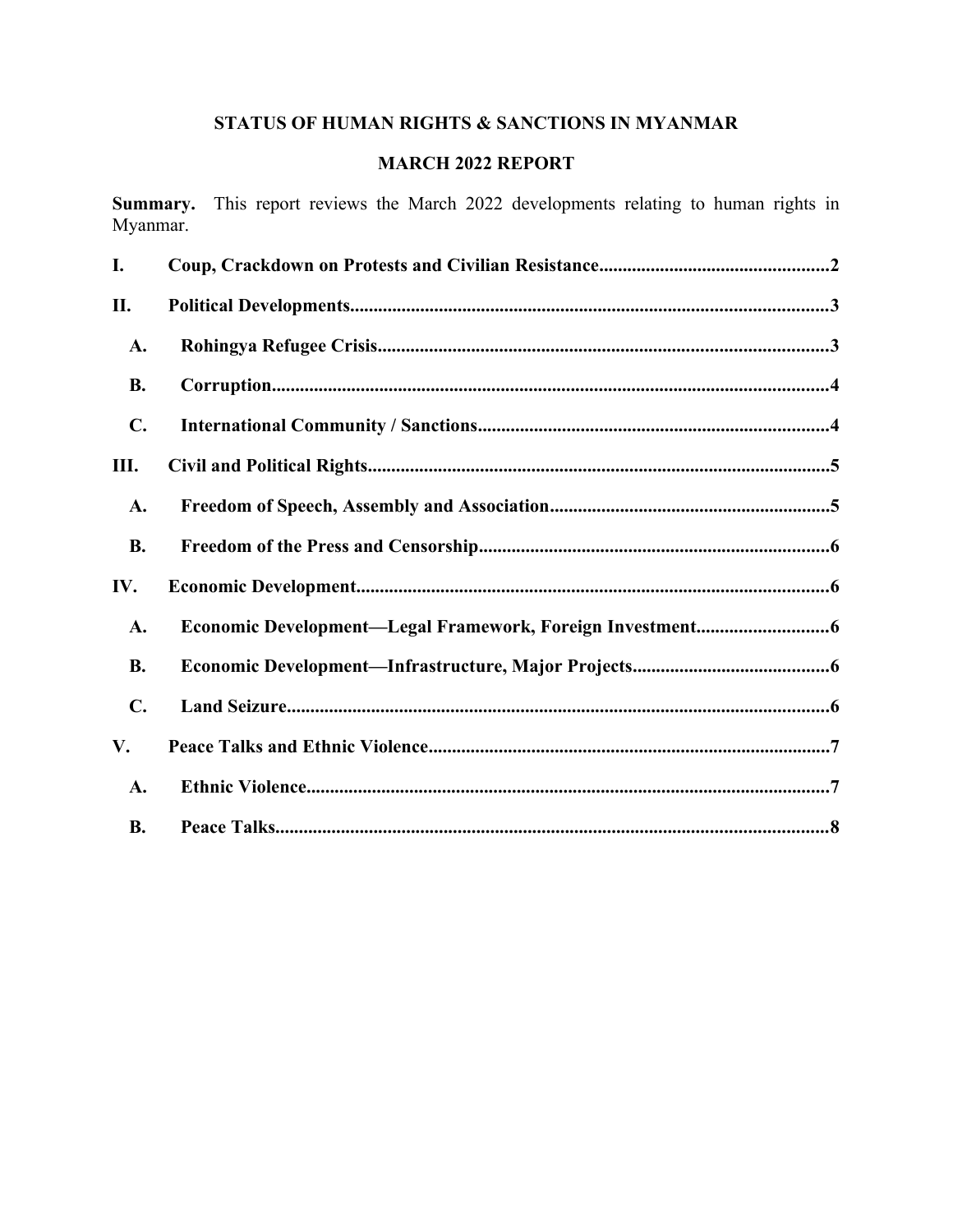# STATUS OF HUMAN RIGHTS & SANCTIONS IN MYANMAR

## MARCH 2022 REPORT

**Summary.** This report reviews the March 2022 developments relating to human rights in Myanmar.

**I. Coup, Crackdown on Protests and Civilian Resistance** .......... 2

**II. Political Developments** .......... 3

- **A. Rohingya Refugee Crisis** .......... 3
- **B. Corruption** .......... 4
- **C. International Community / Sanctions** .......... 4

**III. Civil and Political Rights** .......... 5

- **A. Freedom of Speech, Assembly and Association** .......... 5
- **B. Freedom of the Press and Censorship** .......... 6

**IV. Economic Development** .......... 6

- **A. Economic Development—Legal Framework, Foreign Investment** .......... 6
- **B. Economic Development—Infrastructure, Major Projects** .......... 6
- **C. Land Seizure** .......... 6

**V. Peace Talks and Ethnic Violence** .......... 7

- **A. Ethnic Violence** .......... 7
- **B. Peace Talks** .......... 8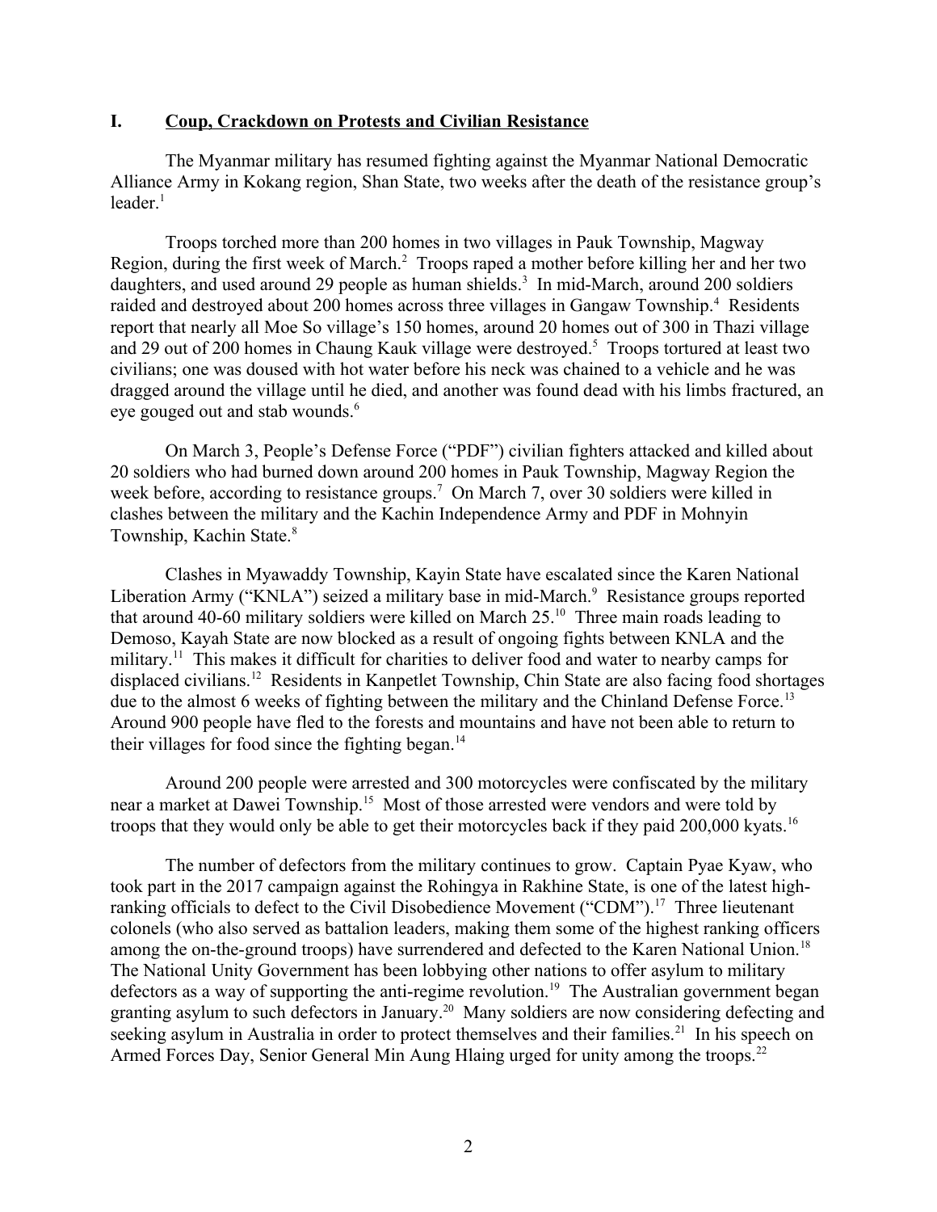## I. Coup, Crackdown on Protests and Civilian Resistance

The Myanmar military has resumed fighting against the Myanmar National Democratic Alliance Army in Kokang region, Shan State, two weeks after the death of the resistance group's leader.[1]

Troops torched more than 200 homes in two villages in Pauk Township, Magway Region, during the first week of March.[2] Troops raped a mother before killing her and her two daughters, and used around 29 people as human shields.[3] In mid-March, around 200 soldiers raided and destroyed about 200 homes across three villages in Gangaw Township.[4] Residents report that nearly all Moe So village's 150 homes, around 20 homes out of 300 in Thazi village and 29 out of 200 homes in Chaung Kauk village were destroyed.[5] Troops tortured at least two civilians; one was doused with hot water before his neck was chained to a vehicle and he was dragged around the village until he died, and another was found dead with his limbs fractured, an eye gouged out and stab wounds.[6]

On March 3, People's Defense Force ("PDF") civilian fighters attacked and killed about 20 soldiers who had burned down around 200 homes in Pauk Township, Magway Region the week before, according to resistance groups.[7] On March 7, over 30 soldiers were killed in clashes between the military and the Kachin Independence Army and PDF in Mohnyin Township, Kachin State.[8]

Clashes in Myawaddy Township, Kayin State have escalated since the Karen National Liberation Army ("KNLA") seized a military base in mid-March.[9] Resistance groups reported that around 40-60 military soldiers were killed on March 25.[10] Three main roads leading to Demoso, Kayah State are now blocked as a result of ongoing fights between KNLA and the military.[11] This makes it difficult for charities to deliver food and water to nearby camps for displaced civilians.[12] Residents in Kanpetlet Township, Chin State are also facing food shortages due to the almost 6 weeks of fighting between the military and the Chinland Defense Force.[13] Around 900 people have fled to the forests and mountains and have not been able to return to their villages for food since the fighting began.[14]

Around 200 people were arrested and 300 motorcycles were confiscated by the military near a market at Dawei Township.[15] Most of those arrested were vendors and were told by troops that they would only be able to get their motorcycles back if they paid 200,000 kyats.[16]

The number of defectors from the military continues to grow. Captain Pyae Kyaw, who took part in the 2017 campaign against the Rohingya in Rakhine State, is one of the latest high-ranking officials to defect to the Civil Disobedience Movement ("CDM").[17] Three lieutenant colonels (who also served as battalion leaders, making them some of the highest ranking officers among the on-the-ground troops) have surrendered and defected to the Karen National Union.[18] The National Unity Government has been lobbying other nations to offer asylum to military defectors as a way of supporting the anti-regime revolution.[19] The Australian government began granting asylum to such defectors in January.[20] Many soldiers are now considering defecting and seeking asylum in Australia in order to protect themselves and their families.[21] In his speech on Armed Forces Day, Senior General Min Aung Hlaing urged for unity among the troops.[22]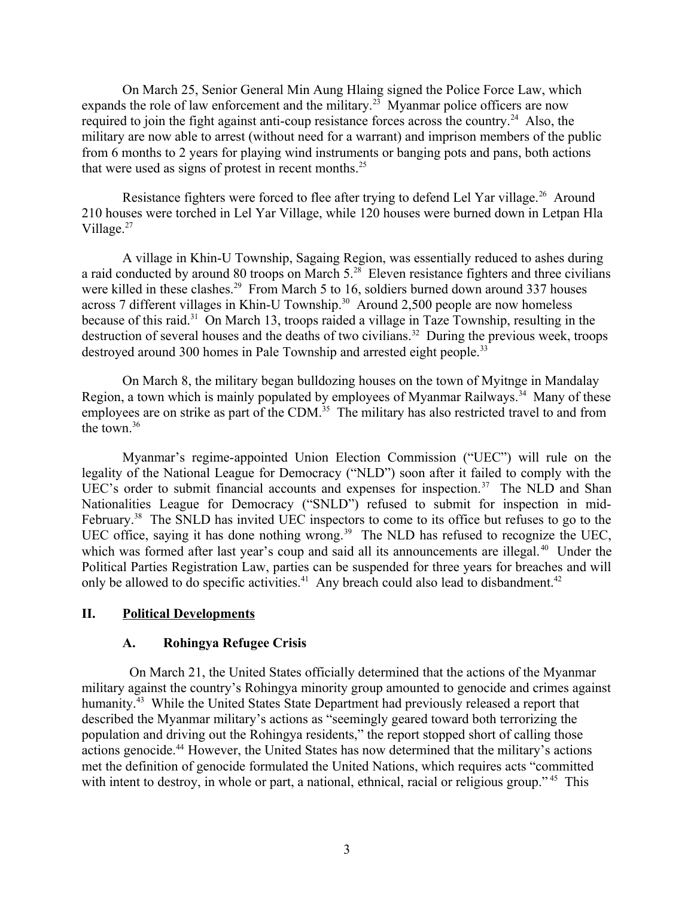On March 25, Senior General Min Aung Hlaing signed the Police Force Law, which expands the role of law enforcement and the military.[23] Myanmar police officers are now required to join the fight against anti-coup resistance forces across the country.[24] Also, the military are now able to arrest (without need for a warrant) and imprison members of the public from 6 months to 2 years for playing wind instruments or banging pots and pans, both actions that were used as signs of protest in recent months.[25]

Resistance fighters were forced to flee after trying to defend Lel Yar village.[26] Around 210 houses were torched in Lel Yar Village, while 120 houses were burned down in Letpan Hla Village.[27]

A village in Khin-U Township, Sagaing Region, was essentially reduced to ashes during a raid conducted by around 80 troops on March 5.[28] Eleven resistance fighters and three civilians were killed in these clashes.[29] From March 5 to 16, soldiers burned down around 337 houses across 7 different villages in Khin-U Township.[30] Around 2,500 people are now homeless because of this raid.[31] On March 13, troops raided a village in Taze Township, resulting in the destruction of several houses and the deaths of two civilians.[32] During the previous week, troops destroyed around 300 homes in Pale Township and arrested eight people.[33]

On March 8, the military began bulldozing houses on the town of Myitnge in Mandalay Region, a town which is mainly populated by employees of Myanmar Railways.[34] Many of these employees are on strike as part of the CDM.[35] The military has also restricted travel to and from the town.[36]

Myanmar's regime-appointed Union Election Commission ("UEC") will rule on the legality of the National League for Democracy ("NLD") soon after it failed to comply with the UEC's order to submit financial accounts and expenses for inspection.[37] The NLD and Shan Nationalities League for Democracy ("SNLD") refused to submit for inspection in mid-February.[38] The SNLD has invited UEC inspectors to come to its office but refuses to go to the UEC office, saying it has done nothing wrong.[39] The NLD has refused to recognize the UEC, which was formed after last year's coup and said all its announcements are illegal.[40] Under the Political Parties Registration Law, parties can be suspended for three years for breaches and will only be allowed to do specific activities.[41] Any breach could also lead to disbandment.[42]

## II. Political Developments

### A. Rohingya Refugee Crisis

On March 21, the United States officially determined that the actions of the Myanmar military against the country's Rohingya minority group amounted to genocide and crimes against humanity.[43] While the United States State Department had previously released a report that described the Myanmar military's actions as "seemingly geared toward both terrorizing the population and driving out the Rohingya residents," the report stopped short of calling those actions genocide.[44] However, the United States has now determined that the military's actions met the definition of genocide formulated the United Nations, which requires acts "committed with intent to destroy, in whole or part, a national, ethnical, racial or religious group."[45] This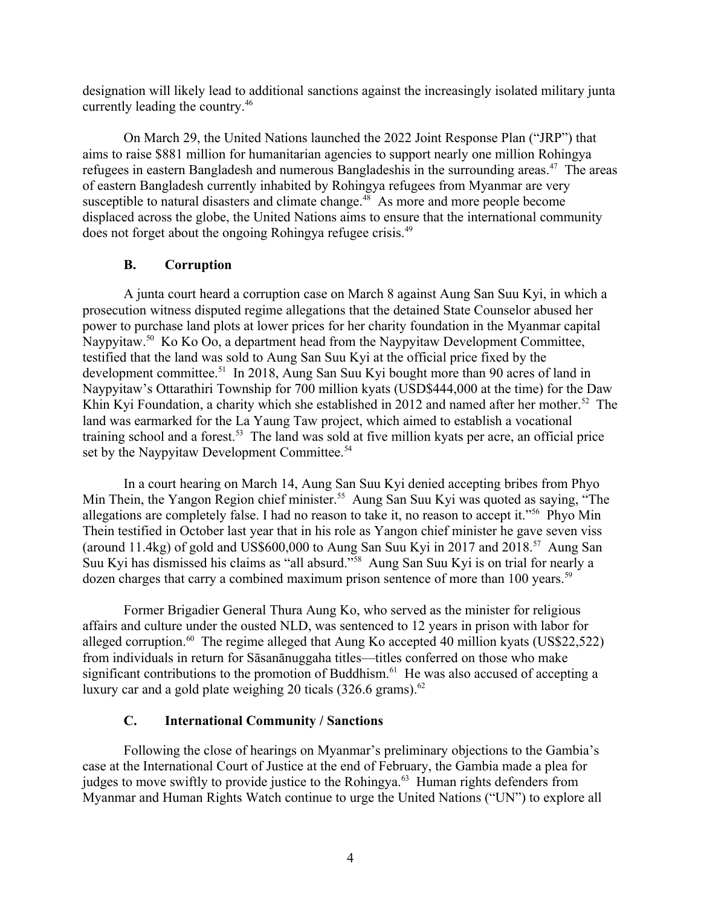designation will likely lead to additional sanctions against the increasingly isolated military junta currently leading the country.[46]

On March 29, the United Nations launched the 2022 Joint Response Plan ("JRP") that aims to raise $881 million for humanitarian agencies to support nearly one million Rohingya refugees in eastern Bangladesh and numerous Bangladeshis in the surrounding areas.[47] The areas of eastern Bangladesh currently inhabited by Rohingya refugees from Myanmar are very susceptible to natural disasters and climate change.[48] As more and more people become displaced across the globe, the United Nations aims to ensure that the international community does not forget about the ongoing Rohingya refugee crisis.[49]

### B. Corruption

A junta court heard a corruption case on March 8 against Aung San Suu Kyi, in which a prosecution witness disputed regime allegations that the detained State Counselor abused her power to purchase land plots at lower prices for her charity foundation in the Myanmar capital Naypyitaw.[50] Ko Ko Oo, a department head from the Naypyitaw Development Committee, testified that the land was sold to Aung San Suu Kyi at the official price fixed by the development committee.[51] In 2018, Aung San Suu Kyi bought more than 90 acres of land in Naypyitaw's Ottarathiri Township for 700 million kyats (USD$444,000 at the time) for the Daw Khin Kyi Foundation, a charity which she established in 2012 and named after her mother.[52] The land was earmarked for the La Yaung Taw project, which aimed to establish a vocational training school and a forest.[53] The land was sold at five million kyats per acre, an official price set by the Naypyitaw Development Committee.[54]

In a court hearing on March 14, Aung San Suu Kyi denied accepting bribes from Phyo Min Thein, the Yangon Region chief minister.[55] Aung San Suu Kyi was quoted as saying, "The allegations are completely false. I had no reason to take it, no reason to accept it."[56] Phyo Min Thein testified in October last year that in his role as Yangon chief minister he gave seven viss (around 11.4kg) of gold and US$600,000 to Aung San Suu Kyi in 2017 and 2018.[57] Aung San Suu Kyi has dismissed his claims as "all absurd."[58] Aung San Suu Kyi is on trial for nearly a dozen charges that carry a combined maximum prison sentence of more than 100 years.[59]

Former Brigadier General Thura Aung Ko, who served as the minister for religious affairs and culture under the ousted NLD, was sentenced to 12 years in prison with labor for alleged corruption.[60] The regime alleged that Aung Ko accepted 40 million kyats (US$22,522) from individuals in return for Sāsanānuggaha titles—titles conferred on those who make significant contributions to the promotion of Buddhism.[61] He was also accused of accepting a luxury car and a gold plate weighing 20 ticals (326.6 grams).[62]

### C. International Community / Sanctions

Following the close of hearings on Myanmar's preliminary objections to the Gambia's case at the International Court of Justice at the end of February, the Gambia made a plea for judges to move swiftly to provide justice to the Rohingya.[63] Human rights defenders from Myanmar and Human Rights Watch continue to urge the United Nations ("UN") to explore all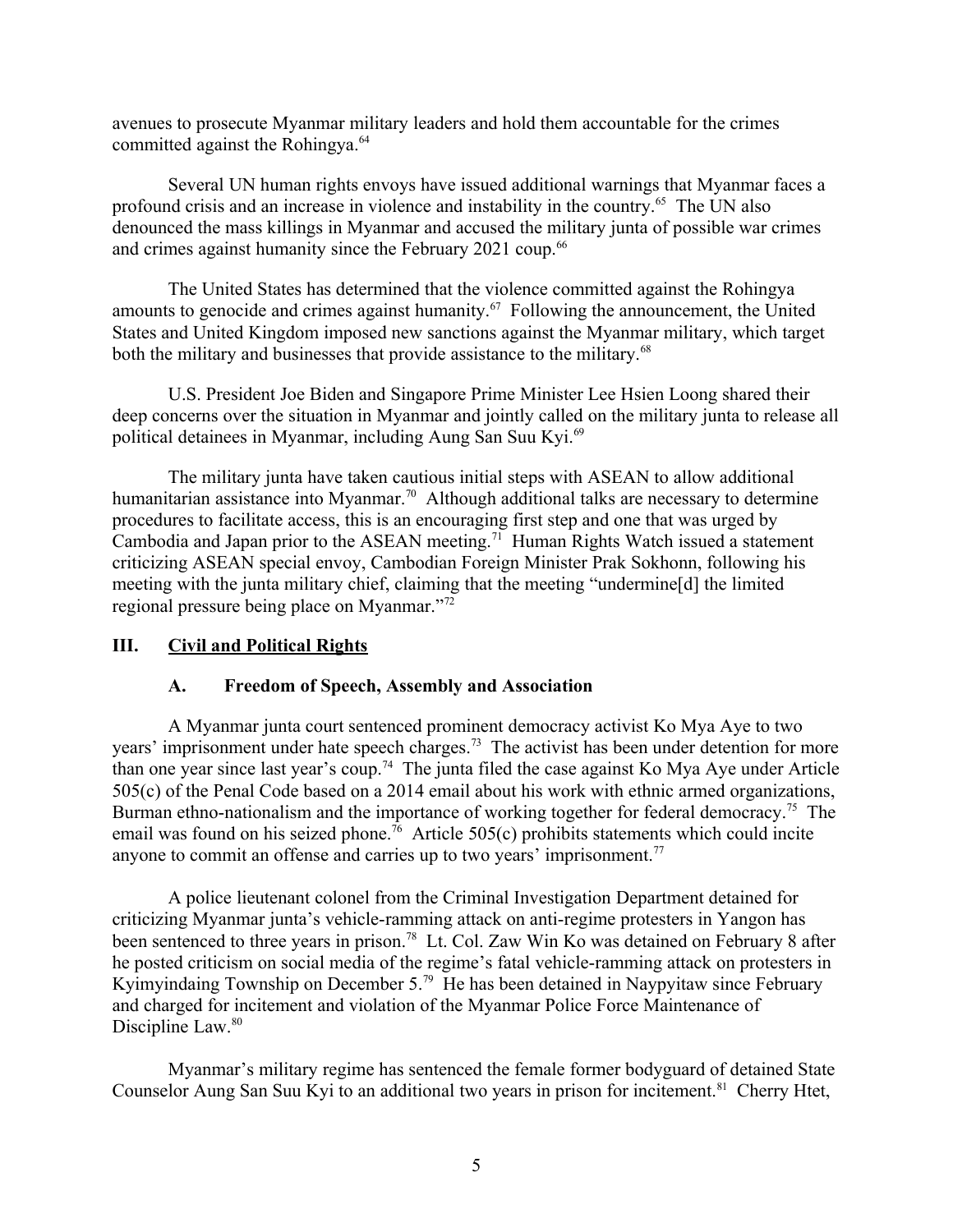avenues to prosecute Myanmar military leaders and hold them accountable for the crimes committed against the Rohingya.[64]

Several UN human rights envoys have issued additional warnings that Myanmar faces a profound crisis and an increase in violence and instability in the country.[65] The UN also denounced the mass killings in Myanmar and accused the military junta of possible war crimes and crimes against humanity since the February 2021 coup.[66]

The United States has determined that the violence committed against the Rohingya amounts to genocide and crimes against humanity.[67] Following the announcement, the United States and United Kingdom imposed new sanctions against the Myanmar military, which target both the military and businesses that provide assistance to the military.[68]

U.S. President Joe Biden and Singapore Prime Minister Lee Hsien Loong shared their deep concerns over the situation in Myanmar and jointly called on the military junta to release all political detainees in Myanmar, including Aung San Suu Kyi.[69]

The military junta have taken cautious initial steps with ASEAN to allow additional humanitarian assistance into Myanmar.[70] Although additional talks are necessary to determine procedures to facilitate access, this is an encouraging first step and one that was urged by Cambodia and Japan prior to the ASEAN meeting.[71] Human Rights Watch issued a statement criticizing ASEAN special envoy, Cambodian Foreign Minister Prak Sokhonn, following his meeting with the junta military chief, claiming that the meeting "undermine[d] the limited regional pressure being place on Myanmar."[72]

## III. Civil and Political Rights

### A. Freedom of Speech, Assembly and Association

A Myanmar junta court sentenced prominent democracy activist Ko Mya Aye to two years' imprisonment under hate speech charges.[73] The activist has been under detention for more than one year since last year's coup.[74] The junta filed the case against Ko Mya Aye under Article 505(c) of the Penal Code based on a 2014 email about his work with ethnic armed organizations, Burman ethno-nationalism and the importance of working together for federal democracy.[75] The email was found on his seized phone.[76] Article 505(c) prohibits statements which could incite anyone to commit an offense and carries up to two years' imprisonment.[77]

A police lieutenant colonel from the Criminal Investigation Department detained for criticizing Myanmar junta's vehicle-ramming attack on anti-regime protesters in Yangon has been sentenced to three years in prison.[78] Lt. Col. Zaw Win Ko was detained on February 8 after he posted criticism on social media of the regime's fatal vehicle-ramming attack on protesters in Kyimyindaing Township on December 5.[79] He has been detained in Naypyitaw since February and charged for incitement and violation of the Myanmar Police Force Maintenance of Discipline Law.[80]

Myanmar's military regime has sentenced the female former bodyguard of detained State Counselor Aung San Suu Kyi to an additional two years in prison for incitement.[81] Cherry Htet,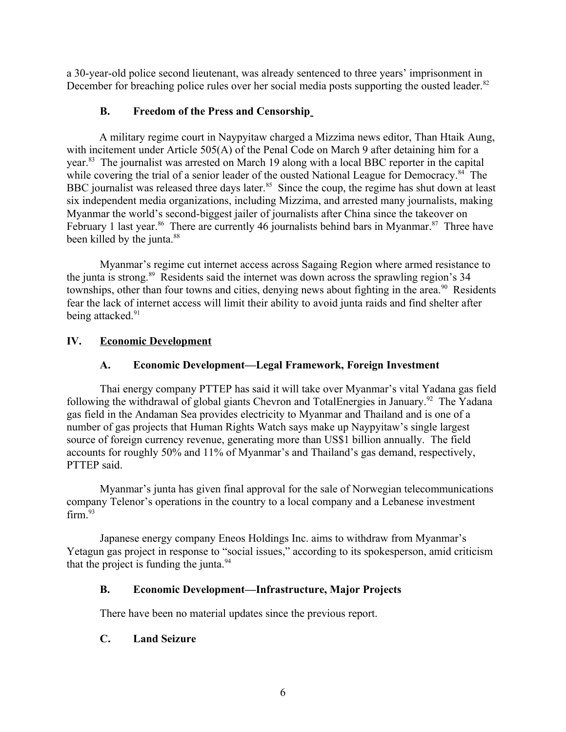a 30-year-old police second lieutenant, was already sentenced to three years' imprisonment in December for breaching police rules over her social media posts supporting the ousted leader.[82]

### B. Freedom of the Press and Censorship

A military regime court in Naypyitaw charged a Mizzima news editor, Than Htaik Aung, with incitement under Article 505(A) of the Penal Code on March 9 after detaining him for a year.[83] The journalist was arrested on March 19 along with a local BBC reporter in the capital while covering the trial of a senior leader of the ousted National League for Democracy.[84] The BBC journalist was released three days later.[85] Since the coup, the regime has shut down at least six independent media organizations, including Mizzima, and arrested many journalists, making Myanmar the world's second-biggest jailer of journalists after China since the takeover on February 1 last year.[86] There are currently 46 journalists behind bars in Myanmar.[87] Three have been killed by the junta.[88]

Myanmar's regime cut internet access across Sagaing Region where armed resistance to the junta is strong.[89] Residents said the internet was down across the sprawling region's 34 townships, other than four towns and cities, denying news about fighting in the area.[90] Residents fear the lack of internet access will limit their ability to avoid junta raids and find shelter after being attacked.[91]

## IV. Economic Development

### A. Economic Development—Legal Framework, Foreign Investment

Thai energy company PTTEP has said it will take over Myanmar's vital Yadana gas field following the withdrawal of global giants Chevron and TotalEnergies in January.[92] The Yadana gas field in the Andaman Sea provides electricity to Myanmar and Thailand and is one of a number of gas projects that Human Rights Watch says make up Naypyitaw's single largest source of foreign currency revenue, generating more than US$1 billion annually. The field accounts for roughly 50% and 11% of Myanmar's and Thailand's gas demand, respectively, PTTEP said.

Myanmar's junta has given final approval for the sale of Norwegian telecommunications company Telenor's operations in the country to a local company and a Lebanese investment firm.[93]

Japanese energy company Eneos Holdings Inc. aims to withdraw from Myanmar's Yetagun gas project in response to "social issues," according to its spokesperson, amid criticism that the project is funding the junta.[94]

### B. Economic Development—Infrastructure, Major Projects

There have been no material updates since the previous report.

### C. Land Seizure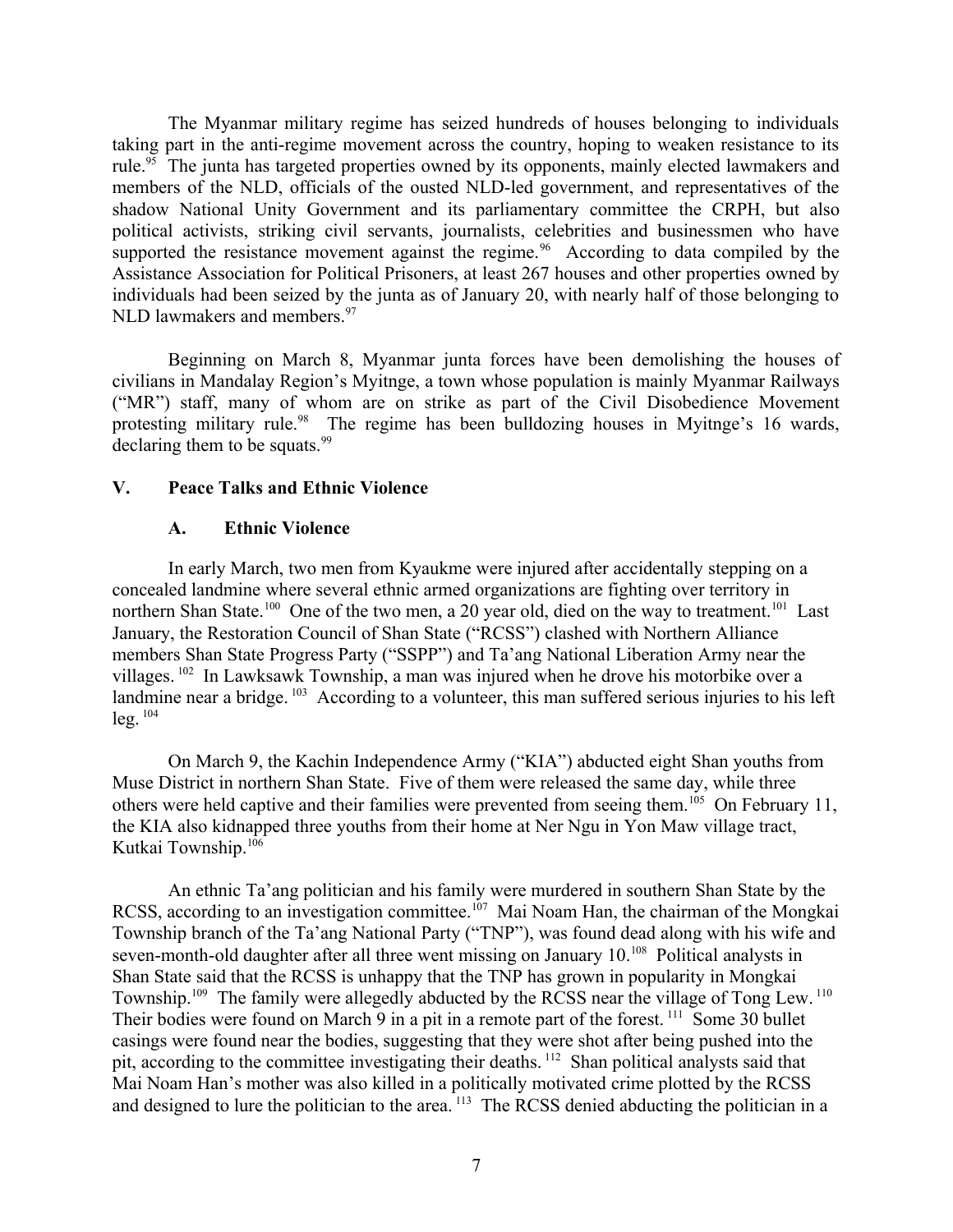The Myanmar military regime has seized hundreds of houses belonging to individuals taking part in the anti-regime movement across the country, hoping to weaken resistance to its rule.[95] The junta has targeted properties owned by its opponents, mainly elected lawmakers and members of the NLD, officials of the ousted NLD-led government, and representatives of the shadow National Unity Government and its parliamentary committee the CRPH, but also political activists, striking civil servants, journalists, celebrities and businessmen who have supported the resistance movement against the regime.[96] According to data compiled by the Assistance Association for Political Prisoners, at least 267 houses and other properties owned by individuals had been seized by the junta as of January 20, with nearly half of those belonging to NLD lawmakers and members.[97]

Beginning on March 8, Myanmar junta forces have been demolishing the houses of civilians in Mandalay Region's Myitnge, a town whose population is mainly Myanmar Railways ("MR") staff, many of whom are on strike as part of the Civil Disobedience Movement protesting military rule.[98] The regime has been bulldozing houses in Myitnge's 16 wards, declaring them to be squats.[99]

## V. Peace Talks and Ethnic Violence

### A. Ethnic Violence

In early March, two men from Kyaukme were injured after accidentally stepping on a concealed landmine where several ethnic armed organizations are fighting over territory in northern Shan State.[100] One of the two men, a 20 year old, died on the way to treatment.[101] Last January, the Restoration Council of Shan State ("RCSS") clashed with Northern Alliance members Shan State Progress Party ("SSPP") and Ta'ang National Liberation Army near the villages.[102] In Lawksawk Township, a man was injured when he drove his motorbike over a landmine near a bridge.[103] According to a volunteer, this man suffered serious injuries to his left leg.[104]

On March 9, the Kachin Independence Army ("KIA") abducted eight Shan youths from Muse District in northern Shan State. Five of them were released the same day, while three others were held captive and their families were prevented from seeing them.[105] On February 11, the KIA also kidnapped three youths from their home at Ner Ngu in Yon Maw village tract, Kutkai Township.[106]

An ethnic Ta'ang politician and his family were murdered in southern Shan State by the RCSS, according to an investigation committee.[107] Mai Noam Han, the chairman of the Mongkai Township branch of the Ta'ang National Party ("TNP"), was found dead along with his wife and seven-month-old daughter after all three went missing on January 10.[108] Political analysts in Shan State said that the RCSS is unhappy that the TNP has grown in popularity in Mongkai Township.[109] The family were allegedly abducted by the RCSS near the village of Tong Lew.[110] Their bodies were found on March 9 in a pit in a remote part of the forest.[111] Some 30 bullet casings were found near the bodies, suggesting that they were shot after being pushed into the pit, according to the committee investigating their deaths.[112] Shan political analysts said that Mai Noam Han's mother was also killed in a politically motivated crime plotted by the RCSS and designed to lure the politician to the area.[113] The RCSS denied abducting the politician in a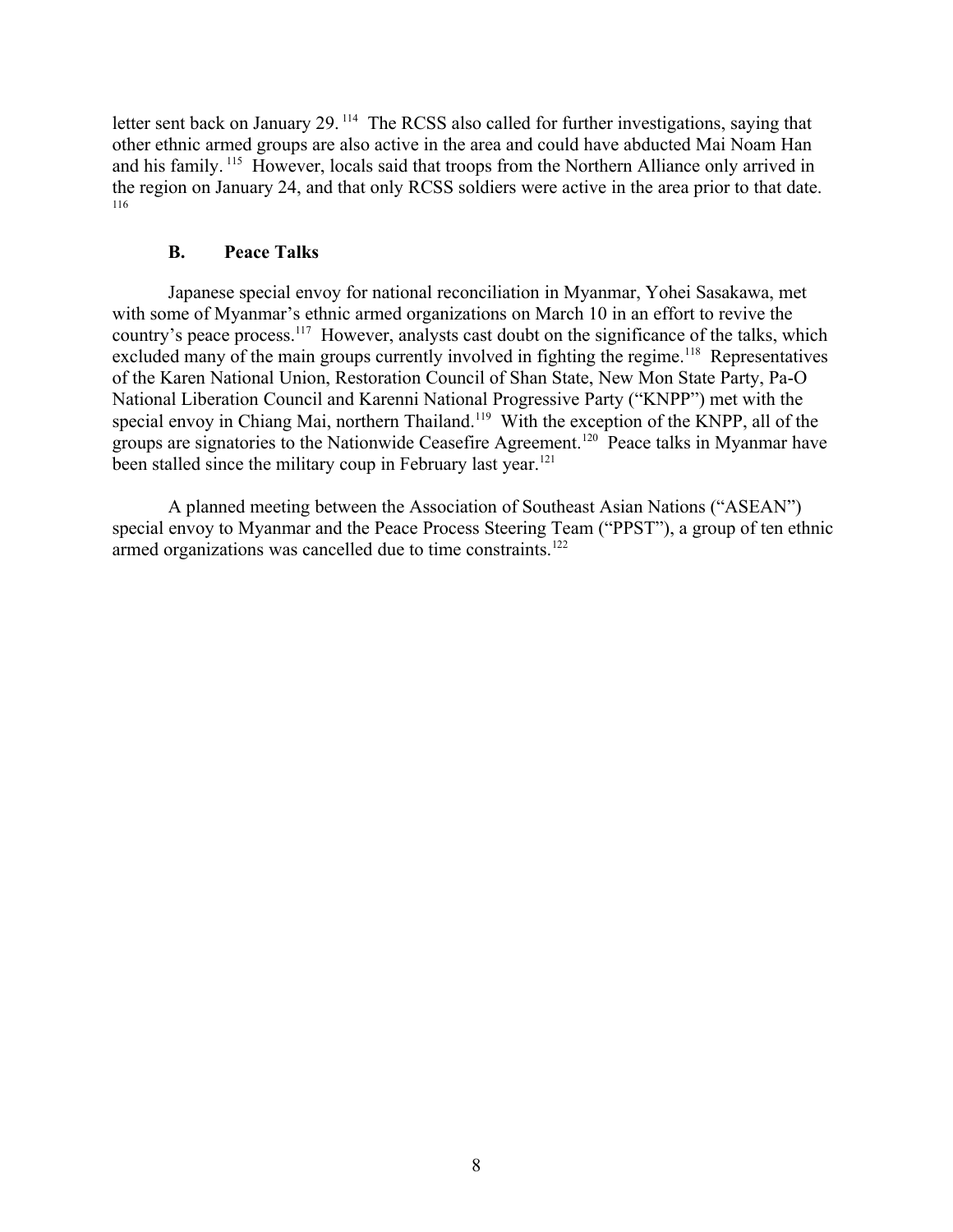letter sent back on January 29.[114] The RCSS also called for further investigations, saying that other ethnic armed groups are also active in the area and could have abducted Mai Noam Han and his family.[115] However, locals said that troops from the Northern Alliance only arrived in the region on January 24, and that only RCSS soldiers were active in the area prior to that date.[116]

### B. Peace Talks

Japanese special envoy for national reconciliation in Myanmar, Yohei Sasakawa, met with some of Myanmar's ethnic armed organizations on March 10 in an effort to revive the country's peace process.[117] However, analysts cast doubt on the significance of the talks, which excluded many of the main groups currently involved in fighting the regime.[118] Representatives of the Karen National Union, Restoration Council of Shan State, New Mon State Party, Pa-O National Liberation Council and Karenni National Progressive Party ("KNPP") met with the special envoy in Chiang Mai, northern Thailand.[119] With the exception of the KNPP, all of the groups are signatories to the Nationwide Ceasefire Agreement.[120] Peace talks in Myanmar have been stalled since the military coup in February last year.[121]

A planned meeting between the Association of Southeast Asian Nations ("ASEAN") special envoy to Myanmar and the Peace Process Steering Team ("PPST"), a group of ten ethnic armed organizations was cancelled due to time constraints.[122]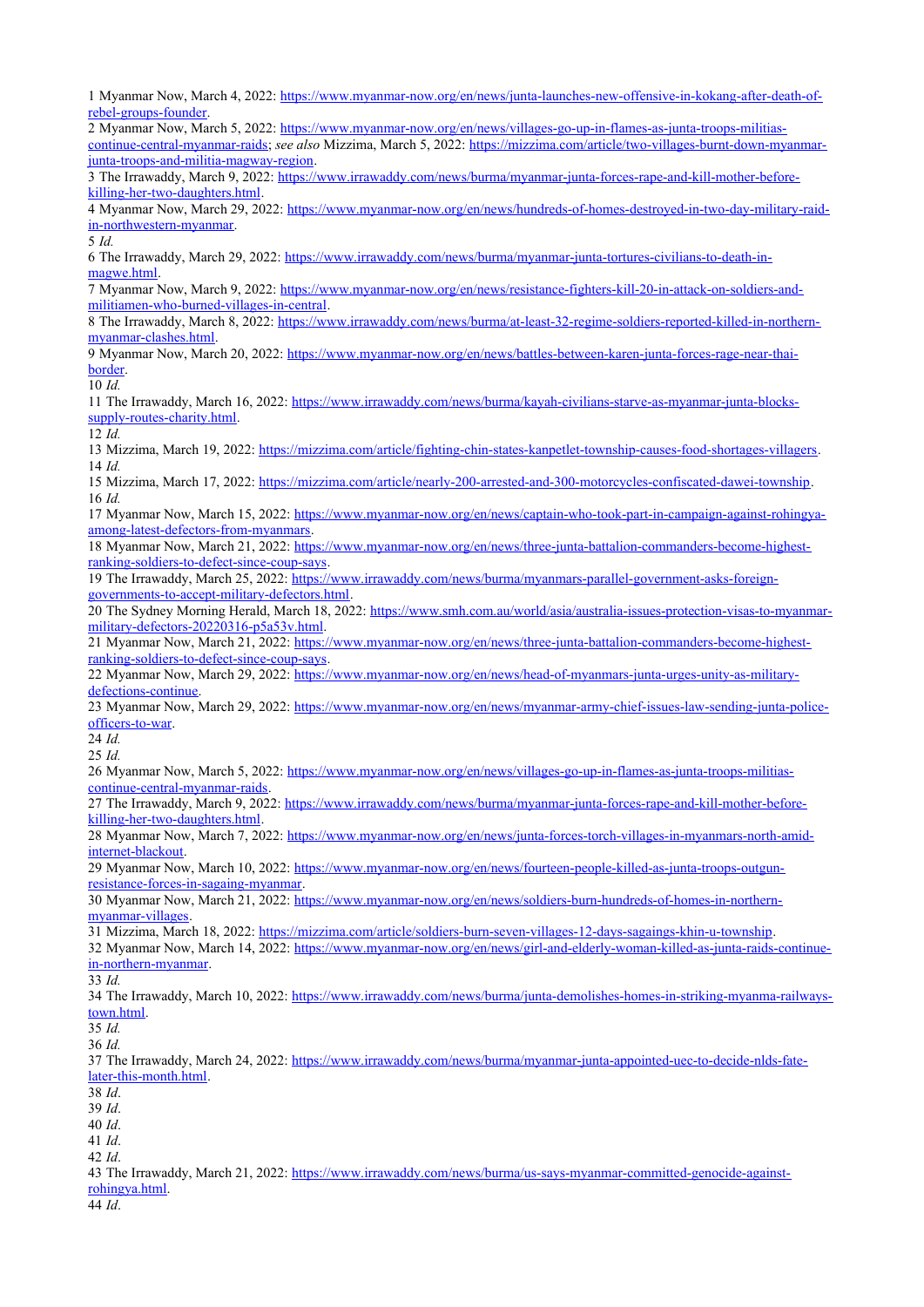1 Myanmar Now, March 4, 2022: https://www.myanmar-now.org/en/news/junta-launches-new-offensive-in-kokang-after-death-of-rebel-groups-founder.

2 Myanmar Now, March 5, 2022: https://www.myanmar-now.org/en/news/villages-go-up-in-flames-as-junta-troops-militias-continue-central-myanmar-raids; *see also* Mizzima, March 5, 2022: https://mizzima.com/article/two-villages-burnt-down-myanmar-junta-troops-and-militia-magway-region.

3 The Irrawaddy, March 9, 2022: https://www.irrawaddy.com/news/burma/myanmar-junta-forces-rape-and-kill-mother-before-killing-her-two-daughters.html.

4 Myanmar Now, March 29, 2022: https://www.myanmar-now.org/en/news/hundreds-of-homes-destroyed-in-two-day-military-raid-in-northwestern-myanmar.

5 *Id.*

6 The Irrawaddy, March 29, 2022: https://www.irrawaddy.com/news/burma/myanmar-junta-tortures-civilians-to-death-in-magwe.html.

7 Myanmar Now, March 9, 2022: https://www.myanmar-now.org/en/news/resistance-fighters-kill-20-in-attack-on-soldiers-and-militiamen-who-burned-villages-in-central.

8 The Irrawaddy, March 8, 2022: https://www.irrawaddy.com/news/burma/at-least-32-regime-soldiers-reported-killed-in-northern-myanmar-clashes.html.

9 Myanmar Now, March 20, 2022: https://www.myanmar-now.org/en/news/battles-between-karen-junta-forces-rage-near-thai-border.

10 *Id.*

11 The Irrawaddy, March 16, 2022: https://www.irrawaddy.com/news/burma/kayah-civilians-starve-as-myanmar-junta-blocks-supply-routes-charity.html.

12 *Id.*

13 Mizzima, March 19, 2022: https://mizzima.com/article/fighting-chin-states-kanpetlet-township-causes-food-shortages-villagers.

14 *Id.*

15 Mizzima, March 17, 2022: https://mizzima.com/article/nearly-200-arrested-and-300-motorcycles-confiscated-dawei-township.

16 *Id.*

17 Myanmar Now, March 15, 2022: https://www.myanmar-now.org/en/news/captain-who-took-part-in-campaign-against-rohingya-among-latest-defectors-from-myanmars.

18 Myanmar Now, March 21, 2022: https://www.myanmar-now.org/en/news/three-junta-battalion-commanders-become-highest-ranking-soldiers-to-defect-since-coup-says.

19 The Irrawaddy, March 25, 2022: https://www.irrawaddy.com/news/burma/myanmars-parallel-government-asks-foreign-governments-to-accept-military-defectors.html.

20 The Sydney Morning Herald, March 18, 2022: https://www.smh.com.au/world/asia/australia-issues-protection-visas-to-myanmar-military-defectors-20220316-p5a53v.html.

21 Myanmar Now, March 21, 2022: https://www.myanmar-now.org/en/news/three-junta-battalion-commanders-become-highest-ranking-soldiers-to-defect-since-coup-says.

22 Myanmar Now, March 29, 2022: https://www.myanmar-now.org/en/news/head-of-myanmars-junta-urges-unity-as-military-defections-continue.

23 Myanmar Now, March 29, 2022: https://www.myanmar-now.org/en/news/myanmar-army-chief-issues-law-sending-junta-police-officers-to-war.

24 *Id.*

25 *Id.*

26 Myanmar Now, March 5, 2022: https://www.myanmar-now.org/en/news/villages-go-up-in-flames-as-junta-troops-militias-continue-central-myanmar-raids.

27 The Irrawaddy, March 9, 2022: https://www.irrawaddy.com/news/burma/myanmar-junta-forces-rape-and-kill-mother-before-killing-her-two-daughters.html.

28 Myanmar Now, March 7, 2022: https://www.myanmar-now.org/en/news/junta-forces-torch-villages-in-myanmars-north-amid-internet-blackout.

29 Myanmar Now, March 10, 2022: https://www.myanmar-now.org/en/news/fourteen-people-killed-as-junta-troops-outgun-resistance-forces-in-sagaing-myanmar.

30 Myanmar Now, March 21, 2022: https://www.myanmar-now.org/en/news/soldiers-burn-hundreds-of-homes-in-northern-myanmar-villages.

31 Mizzima, March 18, 2022: https://mizzima.com/article/soldiers-burn-seven-villages-12-days-sagaings-khin-u-township.

32 Myanmar Now, March 14, 2022: https://www.myanmar-now.org/en/news/girl-and-elderly-woman-killed-as-junta-raids-continue-in-northern-myanmar.

33 *Id.*

34 The Irrawaddy, March 10, 2022: https://www.irrawaddy.com/news/burma/junta-demolishes-homes-in-striking-myanma-railways-town.html.

35 *Id.*

36 *Id.*

37 The Irrawaddy, March 24, 2022: https://www.irrawaddy.com/news/burma/myanmar-junta-appointed-uec-to-decide-nlds-fate-later-this-month.html.

38 *Id*.

39 *Id*.

40 *Id*.

41 *Id*.

42 *Id*.

43 The Irrawaddy, March 21, 2022: https://www.irrawaddy.com/news/burma/us-says-myanmar-committed-genocide-against-rohingya.html.

44 *Id*.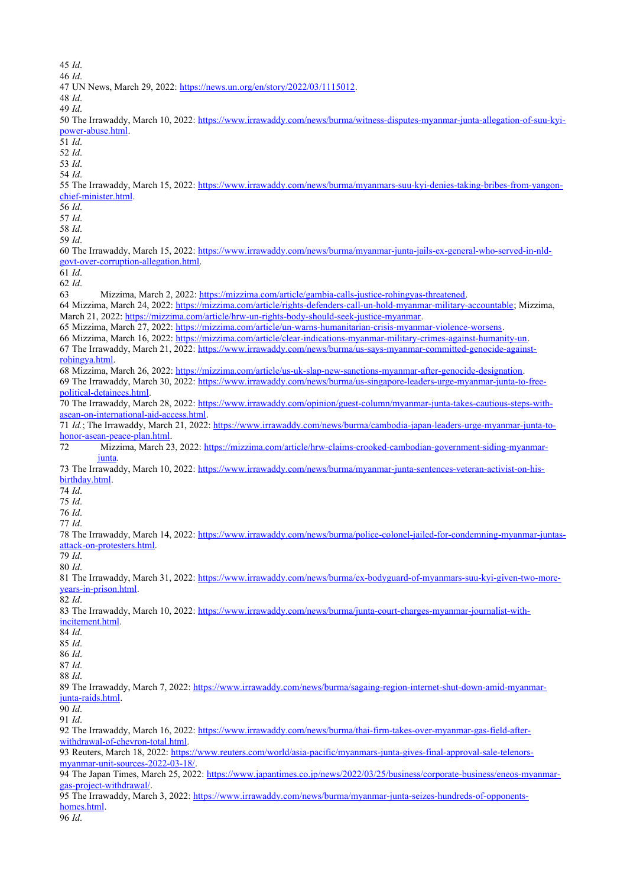45 *Id*.
46 *Id*.
47 UN News, March 29, 2022: https://news.un.org/en/story/2022/03/1115012.
48 *Id*.
49 *Id*.
50 The Irrawaddy, March 10, 2022: https://www.irrawaddy.com/news/burma/witness-disputes-myanmar-junta-allegation-of-suu-kyi-power-abuse.html.
51 *Id*.
52 *Id*.
53 *Id*.
54 *Id*.
55 The Irrawaddy, March 15, 2022: https://www.irrawaddy.com/news/burma/myanmars-suu-kyi-denies-taking-bribes-from-yangon-chief-minister.html.
56 *Id*.
57 *Id*.
58 *Id*.
59 *Id*.
60 The Irrawaddy, March 15, 2022: https://www.irrawaddy.com/news/burma/myanmar-junta-jails-ex-general-who-served-in-nld-govt-over-corruption-allegation.html.
61 *Id*.
62 *Id*.
63 Mizzima, March 2, 2022: https://mizzima.com/article/gambia-calls-justice-rohingyas-threatened.
64 Mizzima, March 24, 2022: https://mizzima.com/article/rights-defenders-call-un-hold-myanmar-military-accountable; Mizzima, March 21, 2022: https://mizzima.com/article/hrw-un-rights-body-should-seek-justice-myanmar.
65 Mizzima, March 27, 2022: https://mizzima.com/article/un-warns-humanitarian-crisis-myanmar-violence-worsens.
66 Mizzima, March 16, 2022: https://mizzima.com/article/clear-indications-myanmar-military-crimes-against-humanity-un.
67 The Irrawaddy, March 21, 2022: https://www.irrawaddy.com/news/burma/us-says-myanmar-committed-genocide-against-rohingya.html.
68 Mizzima, March 26, 2022: https://mizzima.com/article/us-uk-slap-new-sanctions-myanmar-after-genocide-designation.
69 The Irrawaddy, March 30, 2022: https://www.irrawaddy.com/news/burma/us-singapore-leaders-urge-myanmar-junta-to-free-political-detainees.html.
70 The Irrawaddy, March 28, 2022: https://www.irrawaddy.com/opinion/guest-column/myanmar-junta-takes-cautious-steps-with-asean-on-international-aid-access.html.
71 *Id.*; The Irrawaddy, March 21, 2022: https://www.irrawaddy.com/news/burma/cambodia-japan-leaders-urge-myanmar-junta-to-honor-asean-peace-plan.html.
72 Mizzima, March 23, 2022: https://mizzima.com/article/hrw-claims-crooked-cambodian-government-siding-myanmar-junta.
73 The Irrawaddy, March 10, 2022: https://www.irrawaddy.com/news/burma/myanmar-junta-sentences-veteran-activist-on-his-birthday.html.
74 *Id*.
75 *Id*.
76 *Id*.
77 *Id*.
78 The Irrawaddy, March 14, 2022: https://www.irrawaddy.com/news/burma/police-colonel-jailed-for-condemning-myanmar-juntas-attack-on-protesters.html.
79 *Id*.
80 *Id*.
81 The Irrawaddy, March 31, 2022: https://www.irrawaddy.com/news/burma/ex-bodyguard-of-myanmars-suu-kyi-given-two-more-years-in-prison.html.
82 *Id*.
83 The Irrawaddy, March 10, 2022: https://www.irrawaddy.com/news/burma/junta-court-charges-myanmar-journalist-with-incitement.html.
84 *Id*.
85 *Id*.
86 *Id*.
87 *Id*.
88 *Id*.
89 The Irrawaddy, March 7, 2022: https://www.irrawaddy.com/news/burma/sagaing-region-internet-shut-down-amid-myanmar-junta-raids.html.
90 *Id*.
91 *Id*.
92 The Irrawaddy, March 16, 2022: https://www.irrawaddy.com/news/burma/thai-firm-takes-over-myanmar-gas-field-after-withdrawal-of-chevron-total.html.
93 Reuters, March 18, 2022: https://www.reuters.com/world/asia-pacific/myanmars-junta-gives-final-approval-sale-telenors-myanmar-unit-sources-2022-03-18/.
94 The Japan Times, March 25, 2022: https://www.japantimes.co.jp/news/2022/03/25/business/corporate-business/eneos-myanmar-gas-project-withdrawal/.
95 The Irrawaddy, March 3, 2022: https://www.irrawaddy.com/news/burma/myanmar-junta-seizes-hundreds-of-opponents-homes.html.
96 *Id*.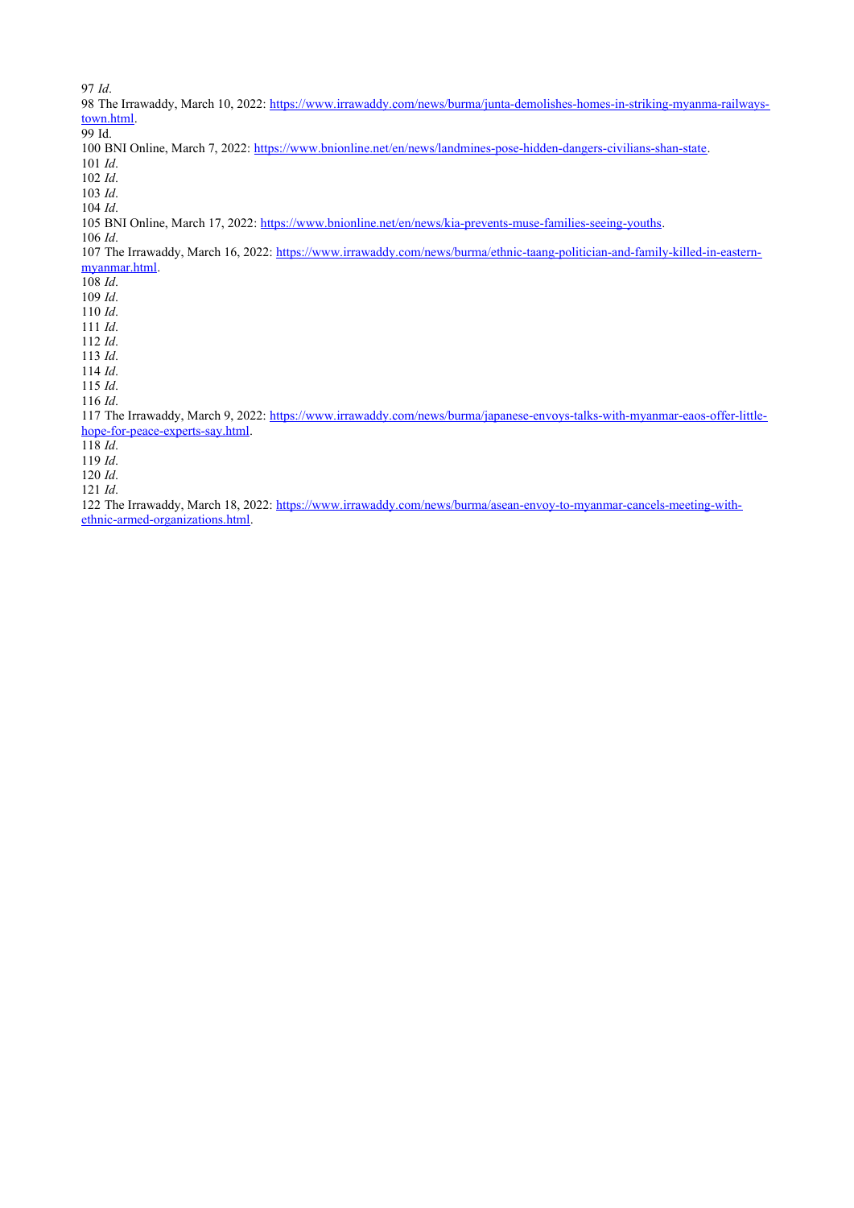97 *Id*.

98 The Irrawaddy, March 10, 2022: [https://www.irrawaddy.com/news/burma/junta-demolishes-homes-in-striking-myanma-railways-town.html](https://www.irrawaddy.com/news/burma/junta-demolishes-homes-in-striking-myanma-railways-town.html).

99 Id.

100 BNI Online, March 7, 2022: [https://www.bnionline.net/en/news/landmines-pose-hidden-dangers-civilians-shan-state](https://www.bnionline.net/en/news/landmines-pose-hidden-dangers-civilians-shan-state).

101 *Id*.

102 *Id*.

103 *Id*.

104 *Id*.

105 BNI Online, March 17, 2022: [https://www.bnionline.net/en/news/kia-prevents-muse-families-seeing-youths](https://www.bnionline.net/en/news/kia-prevents-muse-families-seeing-youths).

106 *Id*.

107 The Irrawaddy, March 16, 2022: [https://www.irrawaddy.com/news/burma/ethnic-taang-politician-and-family-killed-in-eastern-myanmar.html](https://www.irrawaddy.com/news/burma/ethnic-taang-politician-and-family-killed-in-eastern-myanmar.html).

108 *Id*.

109 *Id*.

110 *Id*.

111 *Id*.

112 *Id*.

113 *Id*.

114 *Id*.

115 *Id*.

116 *Id*.

117 The Irrawaddy, March 9, 2022: [https://www.irrawaddy.com/news/burma/japanese-envoys-talks-with-myanmar-eaos-offer-little-hope-for-peace-experts-say.html](https://www.irrawaddy.com/news/burma/japanese-envoys-talks-with-myanmar-eaos-offer-little-hope-for-peace-experts-say.html).

118 *Id*.

119 *Id*.

120 *Id*.

121 *Id*.

122 The Irrawaddy, March 18, 2022: [https://www.irrawaddy.com/news/burma/asean-envoy-to-myanmar-cancels-meeting-with-ethnic-armed-organizations.html](https://www.irrawaddy.com/news/burma/asean-envoy-to-myanmar-cancels-meeting-with-ethnic-armed-organizations.html).